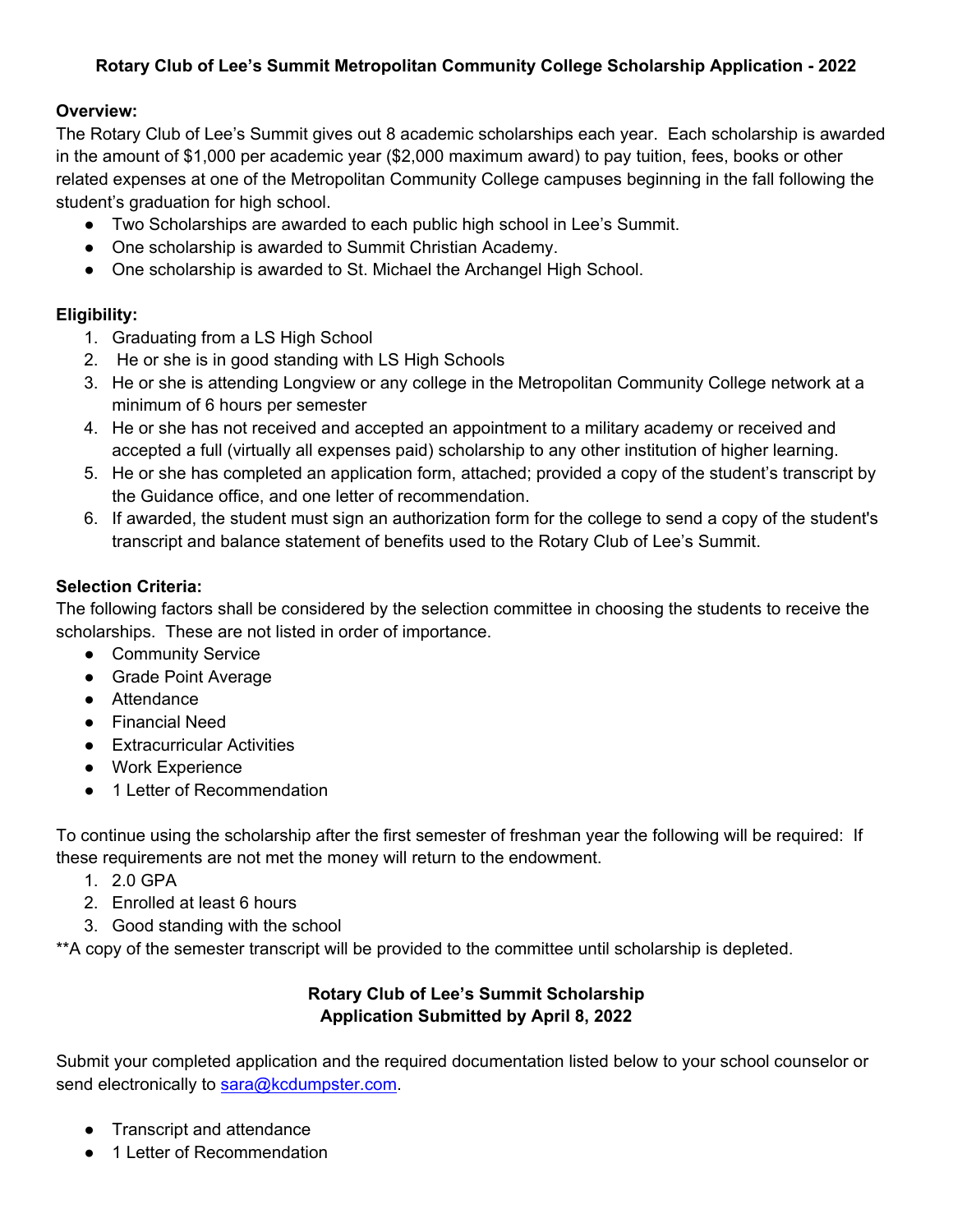# Rotary Club of Lee's Summit Metropolitan Community College Scholarship Application - 2022

**Overview:**

The Rotary Club of Lee's Summit gives out 8 academic scholarships each year. Each scholarship is awarded in the amount of $1,000 per academic year ($2,000 maximum award) to pay tuition, fees, books or other related expenses at one of the Metropolitan Community College campuses beginning in the fall following the student's graduation for high school.

- Two Scholarships are awarded to each public high school in Lee's Summit.
- One scholarship is awarded to Summit Christian Academy.
- One scholarship is awarded to St. Michael the Archangel High School.

**Eligibility:**

1. Graduating from a LS High School
2. He or she is in good standing with LS High Schools
3. He or she is attending Longview or any college in the Metropolitan Community College network at a minimum of 6 hours per semester
4. He or she has not received and accepted an appointment to a military academy or received and accepted a full (virtually all expenses paid) scholarship to any other institution of higher learning.
5. He or she has completed an application form, attached; provided a copy of the student's transcript by the Guidance office, and one letter of recommendation.
6. If awarded, the student must sign an authorization form for the college to send a copy of the student's transcript and balance statement of benefits used to the Rotary Club of Lee's Summit.

**Selection Criteria:**

The following factors shall be considered by the selection committee in choosing the students to receive the scholarships. These are not listed in order of importance.

- Community Service
- Grade Point Average
- Attendance
- Financial Need
- Extracurricular Activities
- Work Experience
- 1 Letter of Recommendation

To continue using the scholarship after the first semester of freshman year the following will be required: If these requirements are not met the money will return to the endowment.

1. 2.0 GPA
2. Enrolled at least 6 hours
3. Good standing with the school

**A copy of the semester transcript will be provided to the committee until scholarship is depleted.

**Rotary Club of Lee's Summit Scholarship**
**Application Submitted by April 8, 2022**

Submit your completed application and the required documentation listed below to your school counselor or send electronically to sara@kcdumpster.com.

- Transcript and attendance
- 1 Letter of Recommendation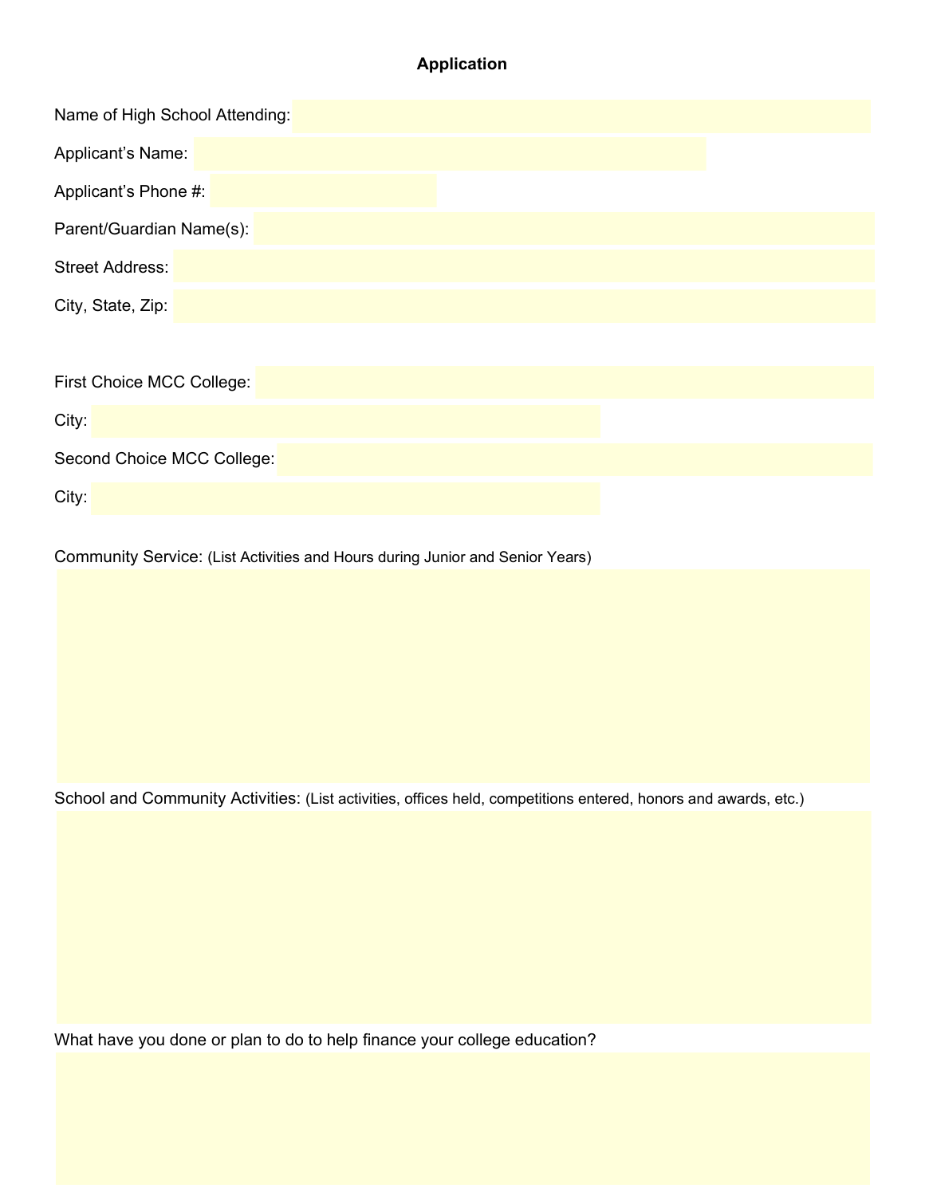# Application

Name of High School Attending:

Applicant's Name:

Applicant's Phone #:

Parent/Guardian Name(s):

Street Address:

City, State, Zip:

First Choice MCC College:

City:

Second Choice MCC College:

City:

Community Service: (List Activities and Hours during Junior and Senior Years)

School and Community Activities: (List activities, offices held, competitions entered, honors and awards, etc.)

What have you done or plan to do to help finance your college education?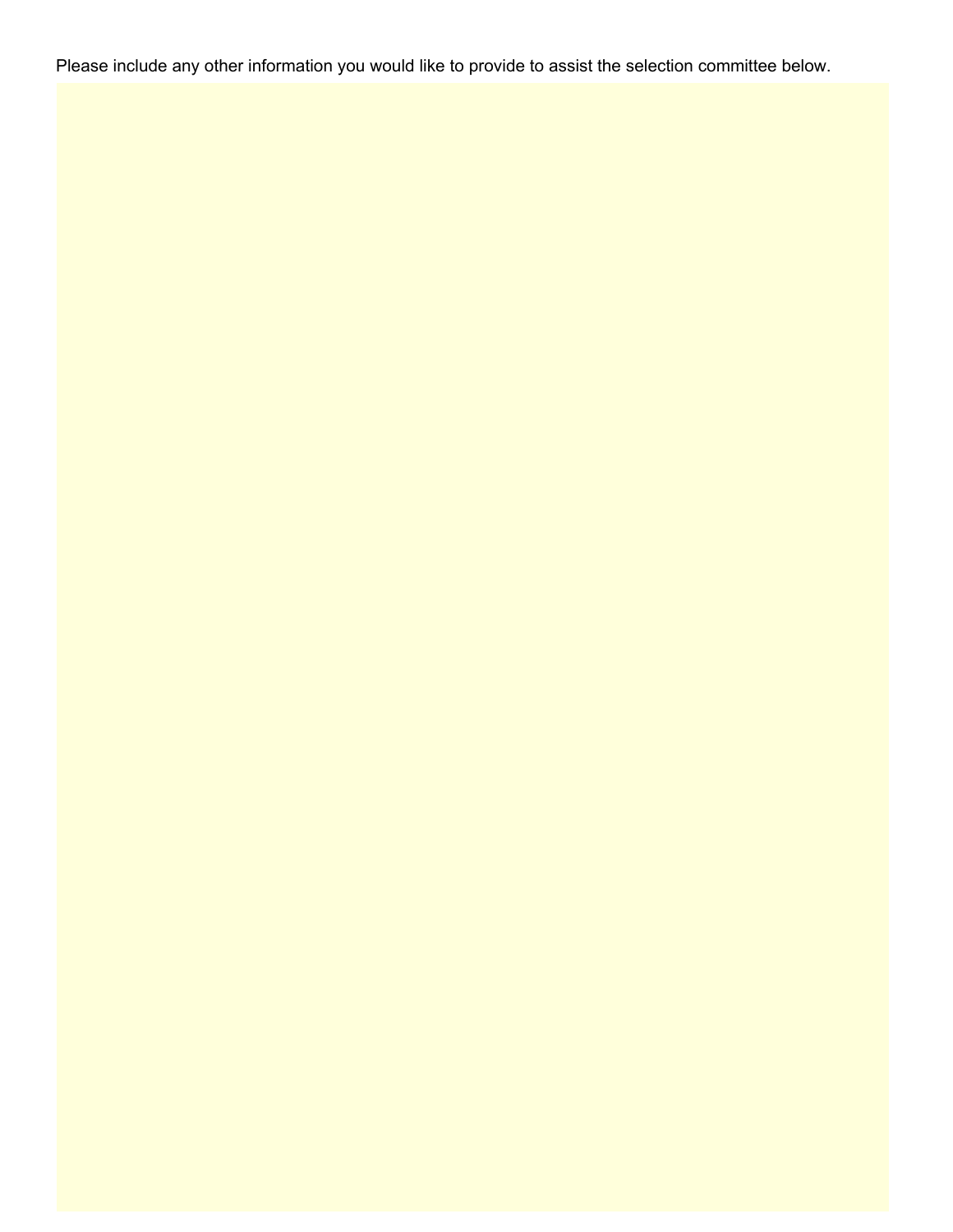Please include any other information you would like to provide to assist the selection committee below.